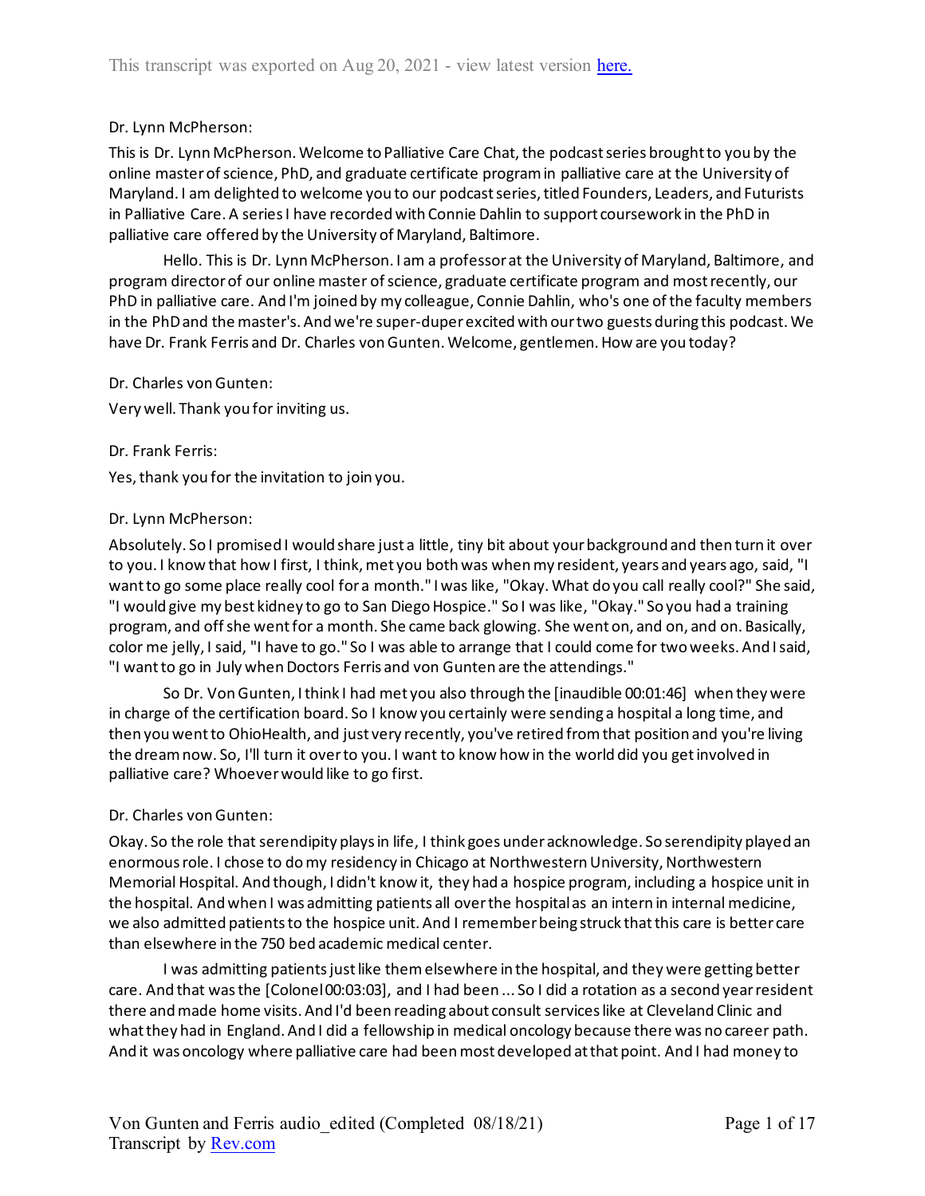Dr. Lynn McPherson:

This is Dr. Lynn McPherson. Welcome to Palliative Care Chat, the podcast series brought to you by the online master of science, PhD, and graduate certificate program in palliative care at the University of Maryland. I am delighted to welcome you to our podcast series, titled Founders, Leaders, and Futurists in Palliative Care. A series I have recorded with Connie Dahlin to support coursework in the PhD in palliative care offered by the University of Maryland, Baltimore.

Hello. This is Dr. Lynn McPherson. I am a professor at the University of Maryland, Baltimore, and program director of our online master of science, graduate certificate program and most recently, our PhD in palliative care. And I'm joined by my colleague, Connie Dahlin, who's one of the faculty members in the PhD and the master's. And we're super-duper excited with our two guests during this podcast. We have Dr. Frank Ferris and Dr. Charles von Gunten. Welcome, gentlemen. How are you today?

Dr. Charles von Gunten:

Very well. Thank you for inviting us.

Dr. Frank Ferris:

Yes, thank you for the invitation to join you.

Dr. Lynn McPherson:

Absolutely. So I promised I would share just a little, tiny bit about your background and then turn it over to you. I know that how I first, I think, met you both was when my resident, years and years ago, said, "I want to go some place really cool for a month." I was like, "Okay. What do you call really cool?" She said, "I would give my best kidney to go to San Diego Hospice." So I was like, "Okay." So you had a training program, and off she went for a month. She came back glowing. She went on, and on, and on. Basically, color me jelly, I said, "I have to go." So I was able to arrange that I could come for two weeks. And I said, "I want to go in July when Doctors Ferris and von Gunten are the attendings."

So Dr. Von Gunten, I think I had met you also through the [inaudible 00:01:46] when they were in charge of the certification board. So I know you certainly were sending a hospital a long time, and then you went to OhioHealth, and just very recently, you've retired from that position and you're living the dream now. So, I'll turn it over to you. I want to know how in the world did you get involved in palliative care? Whoever would like to go first.

Dr. Charles von Gunten:

Okay. So the role that serendipity plays in life, I think goes under acknowledge. So serendipity played an enormous role. I chose to do my residency in Chicago at Northwestern University, Northwestern Memorial Hospital. And though, I didn't know it, they had a hospice program, including a hospice unit in the hospital. And when I was admitting patients all over the hospital as an intern in internal medicine, we also admitted patients to the hospice unit. And I remember being struck that this care is better care than elsewhere in the 750 bed academic medical center.

I was admitting patients just like them elsewhere in the hospital, and they were getting better care. And that was the [Colonel 00:03:03], and I had been ... So I did a rotation as a second year resident there and made home visits. And I'd been reading about consult services like at Cleveland Clinic and what they had in England. And I did a fellowship in medical oncology because there was no career path. And it was oncology where palliative care had been most developed at that point. And I had money to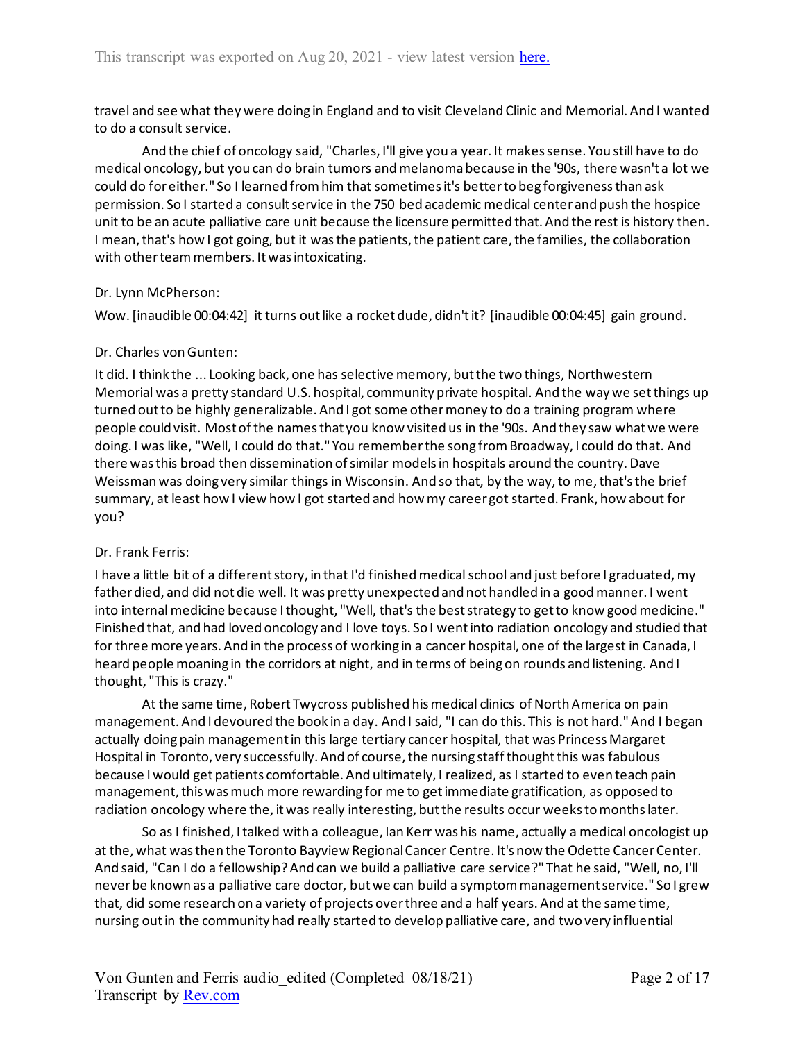travel and see what they were doing in England and to visit Cleveland Clinic and Memorial. And I wanted to do a consult service.

And the chief of oncology said, "Charles, I'll give you a year. It makes sense. You still have to do medical oncology, but you can do brain tumors and melanoma because in the '90s, there wasn't a lot we could do for either." So I learned from him that sometimes it's better to beg forgiveness than ask permission. So I started a consult service in the 750 bed academic medical center and push the hospice unit to be an acute palliative care unit because the licensure permitted that. And the rest is history then. I mean, that's how I got going, but it was the patients, the patient care, the families, the collaboration with other team members. It was intoxicating.

Dr. Lynn McPherson:

Wow. [inaudible 00:04:42] it turns out like a rocket dude, didn't it? [inaudible 00:04:45] gain ground.

Dr. Charles von Gunten:

It did. I think the ... Looking back, one has selective memory, but the two things, Northwestern Memorial was a pretty standard U.S. hospital, community private hospital. And the way we set things up turned out to be highly generalizable. And I got some other money to do a training program where people could visit. Most of the names that you know visited us in the '90s. And they saw what we were doing. I was like, "Well, I could do that." You remember the song from Broadway, I could do that. And there was this broad then dissemination of similar models in hospitals around the country. Dave Weissman was doing very similar things in Wisconsin. And so that, by the way, to me, that's the brief summary, at least how I view how I got started and how my career got started. Frank, how about for you?

Dr. Frank Ferris:

I have a little bit of a different story, in that I'd finished medical school and just before I graduated, my father died, and did not die well. It was pretty unexpected and not handled in a good manner. I went into internal medicine because I thought, "Well, that's the best strategy to get to know good medicine." Finished that, and had loved oncology and I love toys. So I went into radiation oncology and studied that for three more years. And in the process of working in a cancer hospital, one of the largest in Canada, I heard people moaning in the corridors at night, and in terms of being on rounds and listening. And I thought, "This is crazy."

At the same time, Robert Twycross published his medical clinics of North America on pain management. And I devoured the book in a day. And I said, "I can do this. This is not hard." And I began actually doing pain management in this large tertiary cancer hospital, that was Princess Margaret Hospital in Toronto, very successfully. And of course, the nursing staff thought this was fabulous because I would get patients comfortable. And ultimately, I realized, as I started to even teach pain management, this was much more rewarding for me to get immediate gratification, as opposed to radiation oncology where the, it was really interesting, but the results occur weeks to months later.

So as I finished, I talked with a colleague, Ian Kerr was his name, actually a medical oncologist up at the, what was then the Toronto Bayview Regional Cancer Centre. It's now the Odette Cancer Center. And said, "Can I do a fellowship? And can we build a palliative care service?" That he said, "Well, no, I'll never be known as a palliative care doctor, but we can build a symptom management service." So I grew that, did some research on a variety of projects over three and a half years. And at the same time, nursing out in the community had really started to develop palliative care, and two very influential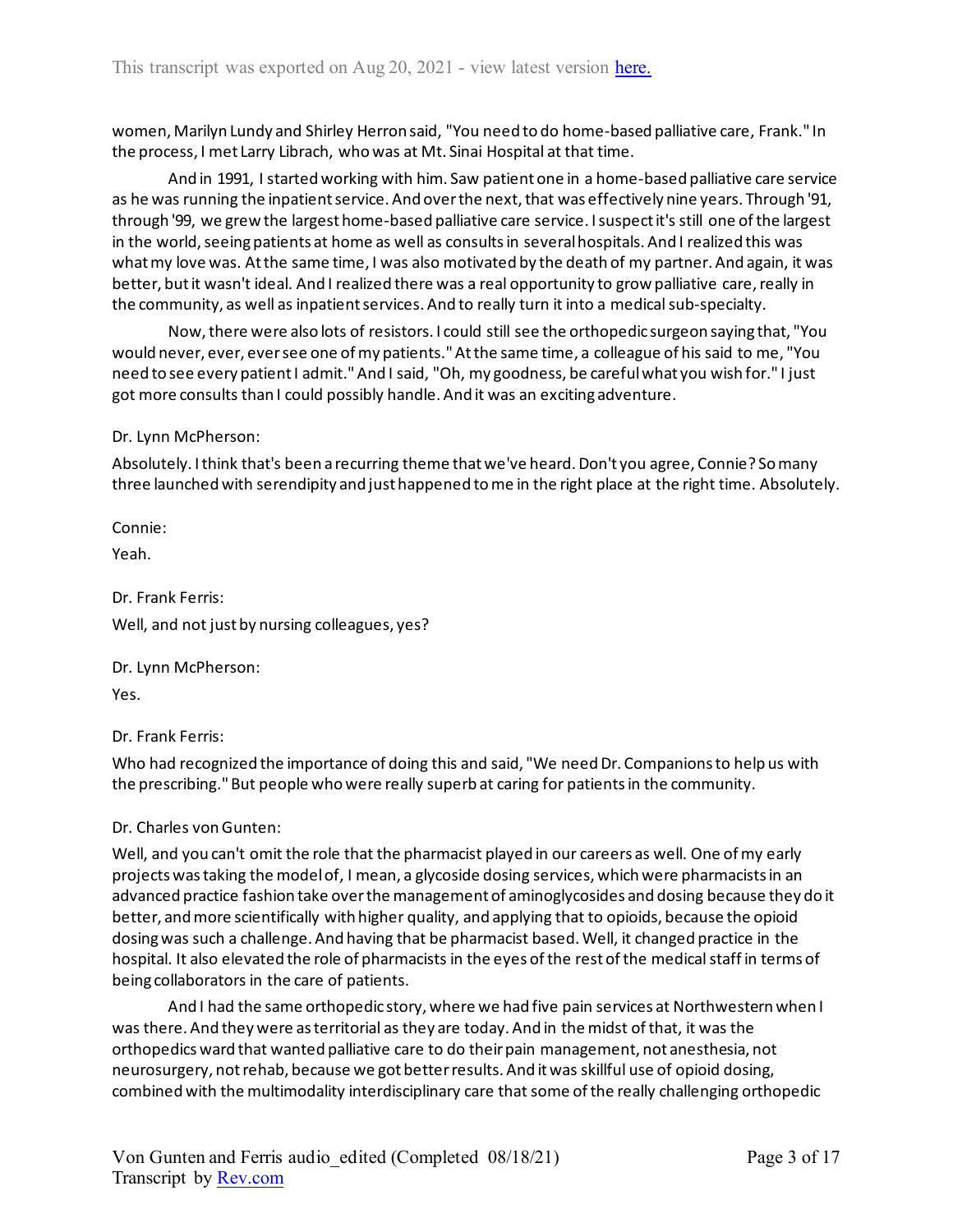women, Marilyn Lundy and Shirley Herron said, "You need to do home-based palliative care, Frank." In the process, I met Larry Librach, who was at Mt. Sinai Hospital at that time.

And in 1991, I started working with him. Saw patient one in a home-based palliative care service as he was running the inpatient service. And over the next, that was effectively nine years. Through '91, through '99, we grew the largest home-based palliative care service. I suspect it's still one of the largest in the world, seeing patients at home as well as consults in several hospitals. And I realized this was what my love was. At the same time, I was also motivated by the death of my partner. And again, it was better, but it wasn't ideal. And I realized there was a real opportunity to grow palliative care, really in the community, as well as inpatient services. And to really turn it into a medical sub-specialty.

Now, there were also lots of resistors. I could still see the orthopedic surgeon saying that, "You would never, ever, ever see one of my patients." At the same time, a colleague of his said to me, "You need to see every patient I admit." And I said, "Oh, my goodness, be careful what you wish for." I just got more consults than I could possibly handle. And it was an exciting adventure.

Dr. Lynn McPherson:

Absolutely. I think that's been a recurring theme that we've heard. Don't you agree, Connie? So many three launched with serendipity and just happened to me in the right place at the right time. Absolutely.

Connie:

Yeah.

Dr. Frank Ferris:

Well, and not just by nursing colleagues, yes?

Dr. Lynn McPherson:

Yes.

Dr. Frank Ferris:

Who had recognized the importance of doing this and said, "We need Dr. Companions to help us with the prescribing." But people who were really superb at caring for patients in the community.

Dr. Charles von Gunten:

Well, and you can't omit the role that the pharmacist played in our careers as well. One of my early projects was taking the model of, I mean, a glycoside dosing services, which were pharmacists in an advanced practice fashion take over the management of aminoglycosides and dosing because they do it better, and more scientifically with higher quality, and applying that to opioids, because the opioid dosing was such a challenge. And having that be pharmacist based. Well, it changed practice in the hospital. It also elevated the role of pharmacists in the eyes of the rest of the medical staff in terms of being collaborators in the care of patients.

And I had the same orthopedic story, where we had five pain services at Northwestern when I was there. And they were as territorial as they are today. And in the midst of that, it was the orthopedics ward that wanted palliative care to do their pain management, not anesthesia, not neurosurgery, not rehab, because we got better results. And it was skillful use of opioid dosing, combined with the multimodality interdisciplinary care that some of the really challenging orthopedic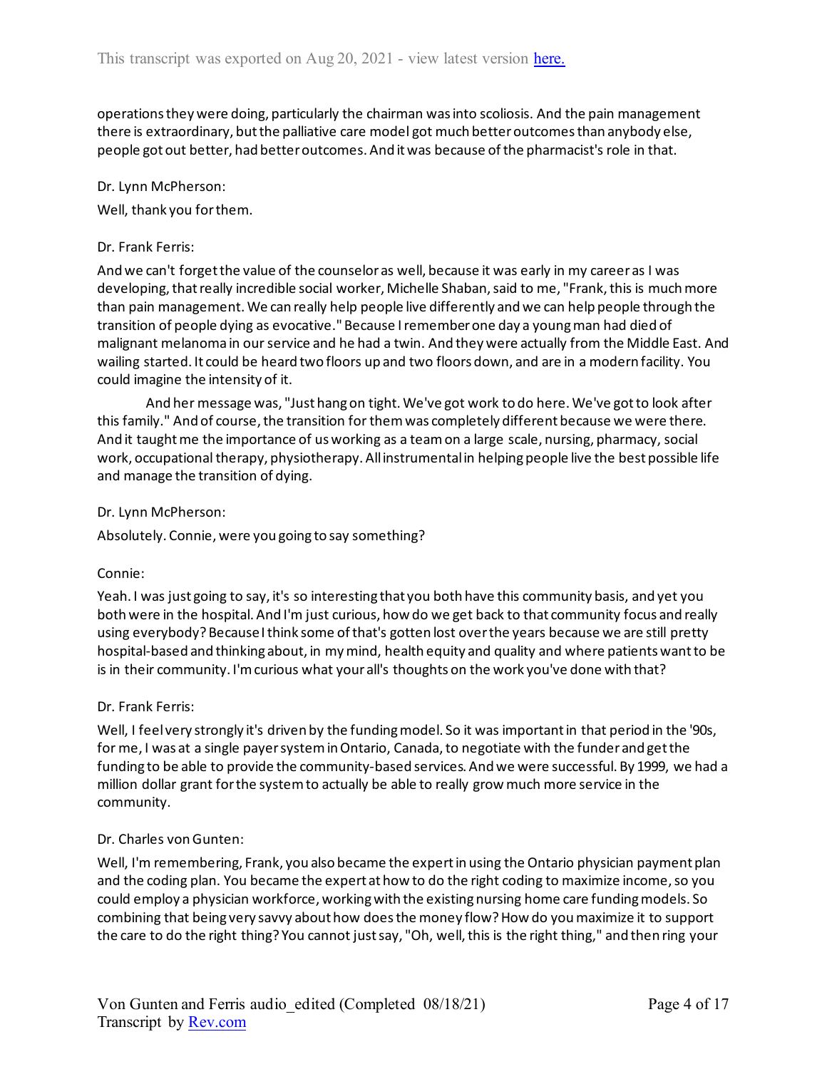operations they were doing, particularly the chairman was into scoliosis. And the pain management there is extraordinary, but the palliative care model got much better outcomes than anybody else, people got out better, had better outcomes. And it was because of the pharmacist's role in that.

Dr. Lynn McPherson:

Well, thank you for them.

Dr. Frank Ferris:

And we can't forget the value of the counselor as well, because it was early in my career as I was developing, that really incredible social worker, Michelle Shaban, said to me, "Frank, this is much more than pain management. We can really help people live differently and we can help people through the transition of people dying as evocative." Because I remember one day a young man had died of malignant melanoma in our service and he had a twin. And they were actually from the Middle East. And wailing started. It could be heard two floors up and two floors down, and are in a modern facility. You could imagine the intensity of it.

And her message was, "Just hang on tight. We've got work to do here. We've got to look after this family." And of course, the transition for them was completely different because we were there. And it taught me the importance of us working as a team on a large scale, nursing, pharmacy, social work, occupational therapy, physiotherapy. All instrumental in helping people live the best possible life and manage the transition of dying.

Dr. Lynn McPherson:

Absolutely. Connie, were you going to say something?

Connie:

Yeah. I was just going to say, it's so interesting that you both have this community basis, and yet you both were in the hospital. And I'm just curious, how do we get back to that community focus and really using everybody? Because I think some of that's gotten lost over the years because we are still pretty hospital-based and thinking about, in my mind, health equity and quality and where patients want to be is in their community. I'm curious what your all's thoughts on the work you've done with that?

Dr. Frank Ferris:

Well, I feel very strongly it's driven by the funding model. So it was important in that period in the '90s, for me, I was at a single payer system in Ontario, Canada, to negotiate with the funder and get the funding to be able to provide the community-based services. And we were successful. By 1999, we had a million dollar grant for the system to actually be able to really grow much more service in the community.

Dr. Charles von Gunten:

Well, I'm remembering, Frank, you also became the expert in using the Ontario physician payment plan and the coding plan. You became the expert at how to do the right coding to maximize income, so you could employ a physician workforce, working with the existing nursing home care funding models. So combining that being very savvy about how does the money flow? How do you maximize it to support the care to do the right thing? You cannot just say, "Oh, well, this is the right thing," and then ring your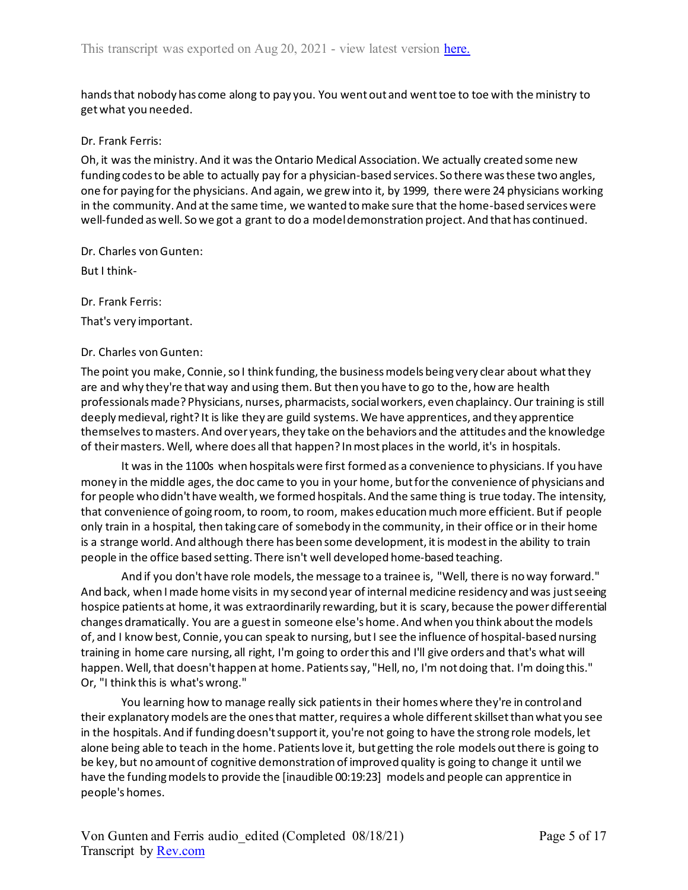hands that nobody has come along to pay you. You went out and went toe to toe with the ministry to get what you needed.

Dr. Frank Ferris:

Oh, it was the ministry. And it was the Ontario Medical Association. We actually created some new funding codes to be able to actually pay for a physician-based services. So there was these two angles, one for paying for the physicians. And again, we grew into it, by 1999, there were 24 physicians working in the community. And at the same time, we wanted to make sure that the home-based services were well-funded as well. So we got a grant to do a model demonstration project. And that has continued.

Dr. Charles von Gunten:

But I think-

Dr. Frank Ferris:

That's very important.

Dr. Charles von Gunten:

The point you make, Connie, so I think funding, the business models being very clear about what they are and why they're that way and using them. But then you have to go to the, how are health professionals made? Physicians, nurses, pharmacists, social workers, even chaplaincy. Our training is still deeply medieval, right? It is like they are guild systems. We have apprentices, and they apprentice themselves to masters. And over years, they take on the behaviors and the attitudes and the knowledge of their masters. Well, where does all that happen? In most places in the world, it's in hospitals.

It was in the 1100s when hospitals were first formed as a convenience to physicians. If you have money in the middle ages, the doc came to you in your home, but for the convenience of physicians and for people who didn't have wealth, we formed hospitals. And the same thing is true today. The intensity, that convenience of going room, to room, to room, makes education much more efficient. But if people only train in a hospital, then taking care of somebody in the community, in their office or in their home is a strange world. And although there has been some development, it is modest in the ability to train people in the office based setting. There isn't well developed home-based teaching.

And if you don't have role models, the message to a trainee is, "Well, there is no way forward." And back, when I made home visits in my second year of internal medicine residency and was just seeing hospice patients at home, it was extraordinarily rewarding, but it is scary, because the power differential changes dramatically. You are a guest in someone else's home. And when you think about the models of, and I know best, Connie, you can speak to nursing, but I see the influence of hospital-based nursing training in home care nursing, all right, I'm going to order this and I'll give orders and that's what will happen. Well, that doesn't happen at home. Patients say, "Hell, no, I'm not doing that. I'm doing this." Or, "I think this is what's wrong."

You learning how to manage really sick patients in their homes where they're in control and their explanatory models are the ones that matter, requires a whole different skillset than what you see in the hospitals. And if funding doesn't support it, you're not going to have the strong role models, let alone being able to teach in the home. Patients love it, but getting the role models out there is going to be key, but no amount of cognitive demonstration of improved quality is going to change it until we have the funding models to provide the [inaudible 00:19:23] models and people can apprentice in people's homes.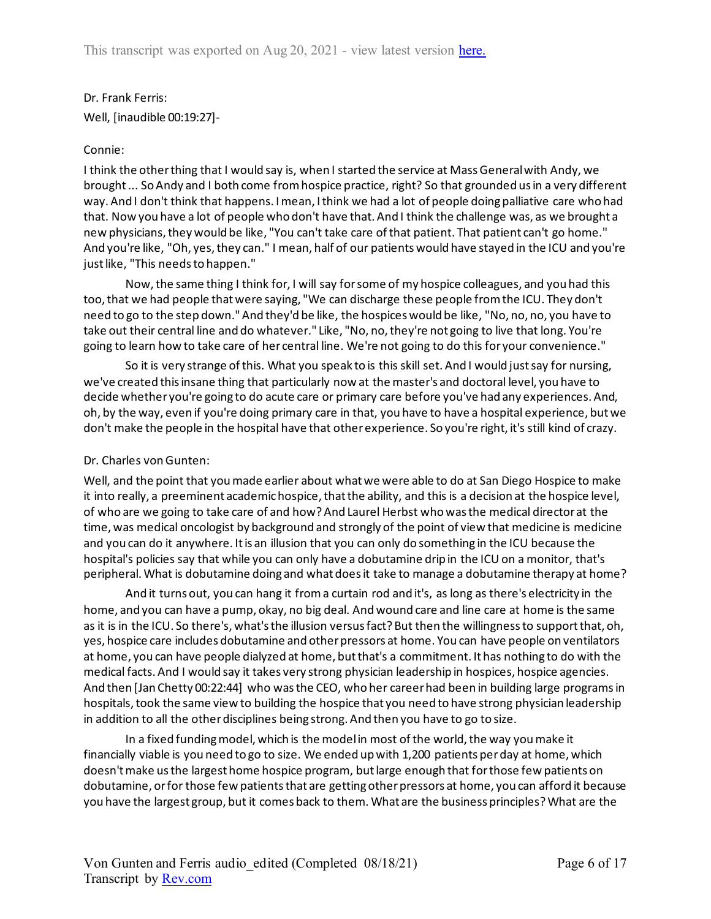Dr. Frank Ferris:

Well, [inaudible 00:19:27]-

Connie:

I think the other thing that I would say is, when I started the service at Mass General with Andy, we brought ... So Andy and I both come from hospice practice, right? So that grounded us in a very different way. And I don't think that happens. I mean, I think we had a lot of people doing palliative care who had that. Now you have a lot of people who don't have that. And I think the challenge was, as we brought a new physicians, they would be like, "You can't take care of that patient. That patient can't go home." And you're like, "Oh, yes, they can." I mean, half of our patients would have stayed in the ICU and you're just like, "This needs to happen."

Now, the same thing I think for, I will say for some of my hospice colleagues, and you had this too, that we had people that were saying, "We can discharge these people from the ICU. They don't need to go to the step down." And they'd be like, the hospices would be like, "No, no, no, you have to take out their central line and do whatever." Like, "No, no, they're not going to live that long. You're going to learn how to take care of her central line. We're not going to do this for your convenience."

So it is very strange of this. What you speak to is this skill set. And I would just say for nursing, we've created this insane thing that particularly now at the master's and doctoral level, you have to decide whether you're going to do acute care or primary care before you've had any experiences. And, oh, by the way, even if you're doing primary care in that, you have to have a hospital experience, but we don't make the people in the hospital have that other experience. So you're right, it's still kind of crazy.

Dr. Charles von Gunten:

Well, and the point that you made earlier about what we were able to do at San Diego Hospice to make it into really, a preeminent academic hospice, that the ability, and this is a decision at the hospice level, of who are we going to take care of and how? And Laurel Herbst who was the medical director at the time, was medical oncologist by background and strongly of the point of view that medicine is medicine and you can do it anywhere. It is an illusion that you can only do something in the ICU because the hospital's policies say that while you can only have a dobutamine drip in the ICU on a monitor, that's peripheral. What is dobutamine doing and what does it take to manage a dobutamine therapy at home?

And it turns out, you can hang it from a curtain rod and it's, as long as there's electricity in the home, and you can have a pump, okay, no big deal. And wound care and line care at home is the same as it is in the ICU. So there's, what's the illusion versus fact? But then the willingness to support that, oh, yes, hospice care includes dobutamine and other pressors at home. You can have people on ventilators at home, you can have people dialyzed at home, but that's a commitment. It has nothing to do with the medical facts. And I would say it takes very strong physician leadership in hospices, hospice agencies. And then [Jan Chetty 00:22:44] who was the CEO, who her career had been in building large programs in hospitals, took the same view to building the hospice that you need to have strong physician leadership in addition to all the other disciplines being strong. And then you have to go to size.

In a fixed funding model, which is the model in most of the world, the way you make it financially viable is you need to go to size. We ended up with 1,200 patients per day at home, which doesn't make us the largest home hospice program, but large enough that for those few patients on dobutamine, or for those few patients that are getting other pressors at home, you can afford it because you have the largest group, but it comes back to them. What are the business principles? What are the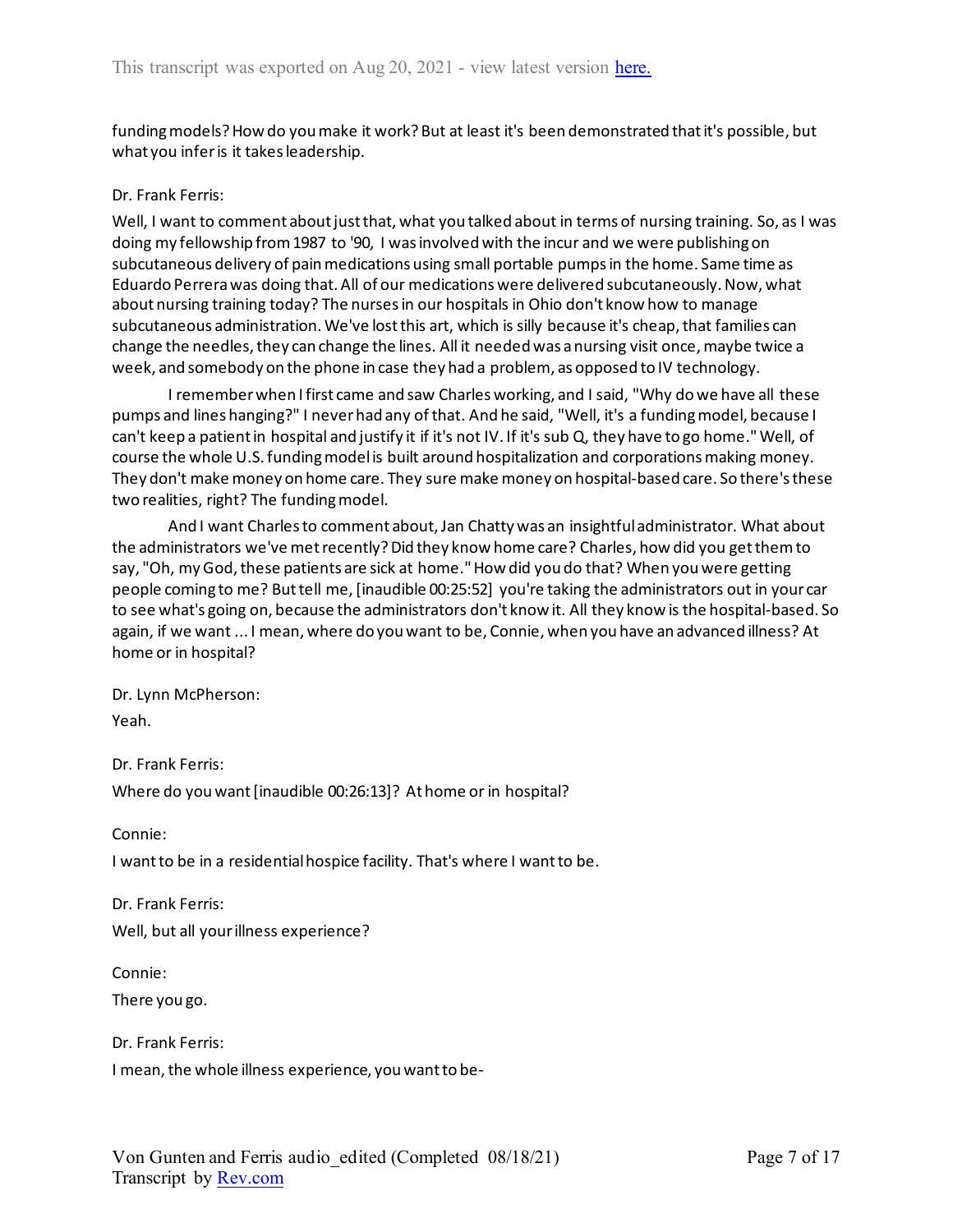funding models? How do you make it work? But at least it's been demonstrated that it's possible, but what you infer is it takes leadership.

Dr. Frank Ferris:

Well, I want to comment about just that, what you talked about in terms of nursing training. So, as I was doing my fellowship from 1987 to '90, I was involved with the incur and we were publishing on subcutaneous delivery of pain medications using small portable pumps in the home. Same time as Eduardo Perrera was doing that. All of our medications were delivered subcutaneously. Now, what about nursing training today? The nurses in our hospitals in Ohio don't know how to manage subcutaneous administration. We've lost this art, which is silly because it's cheap, that families can change the needles, they can change the lines. All it needed was a nursing visit once, maybe twice a week, and somebody on the phone in case they had a problem, as opposed to IV technology.

I remember when I first came and saw Charles working, and I said, "Why do we have all these pumps and lines hanging?" I never had any of that. And he said, "Well, it's a funding model, because I can't keep a patient in hospital and justify it if it's not IV. If it's sub Q, they have to go home." Well, of course the whole U.S. funding model is built around hospitalization and corporations making money. They don't make money on home care. They sure make money on hospital-based care. So there's these two realities, right? The funding model.

And I want Charles to comment about, Jan Chatty was an insightful administrator. What about the administrators we've met recently? Did they know home care? Charles, how did you get them to say, "Oh, my God, these patients are sick at home." How did you do that? When you were getting people coming to me? But tell me, [inaudible 00:25:52] you're taking the administrators out in your car to see what's going on, because the administrators don't know it. All they know is the hospital-based. So again, if we want ... I mean, where do you want to be, Connie, when you have an advanced illness? At home or in hospital?

Dr. Lynn McPherson:

Yeah.

Dr. Frank Ferris:

Where do you want [inaudible 00:26:13]? At home or in hospital?

Connie:

I want to be in a residential hospice facility. That's where I want to be.

Dr. Frank Ferris:

Well, but all your illness experience?

Connie:

There you go.

Dr. Frank Ferris:

I mean, the whole illness experience, you want to be-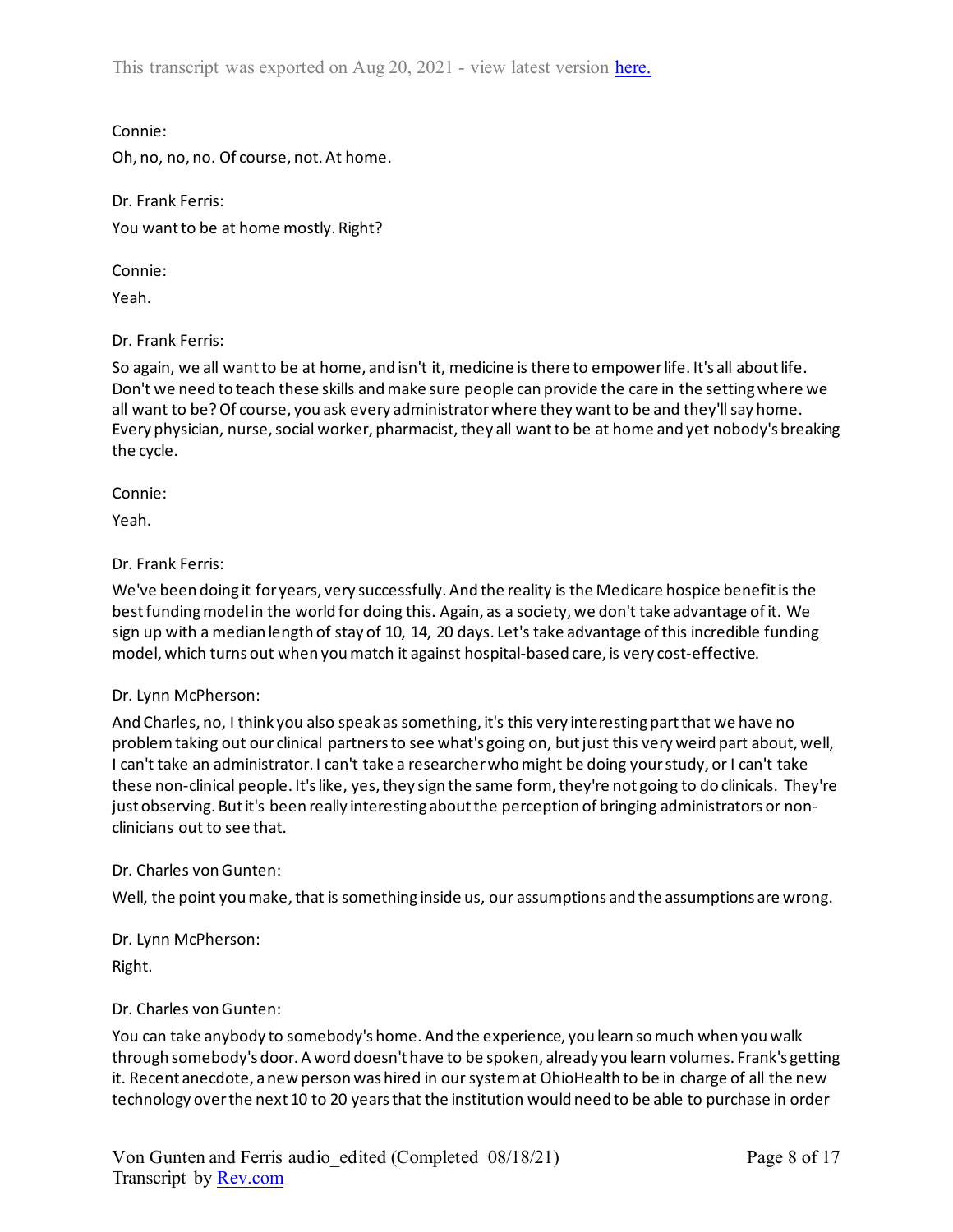Connie:

Oh, no, no, no. Of course, not. At home.

Dr. Frank Ferris:

You want to be at home mostly. Right?

Connie:

Yeah.

Dr. Frank Ferris:

So again, we all want to be at home, and isn't it, medicine is there to empower life. It's all about life. Don't we need to teach these skills and make sure people can provide the care in the setting where we all want to be? Of course, you ask every administrator where they want to be and they'll say home. Every physician, nurse, social worker, pharmacist, they all want to be at home and yet nobody's breaking the cycle.

Connie:

Yeah.

Dr. Frank Ferris:

We've been doing it for years, very successfully. And the reality is the Medicare hospice benefit is the best funding model in the world for doing this. Again, as a society, we don't take advantage of it. We sign up with a median length of stay of 10, 14, 20 days. Let's take advantage of this incredible funding model, which turns out when you match it against hospital-based care, is very cost-effective.

Dr. Lynn McPherson:

And Charles, no, I think you also speak as something, it's this very interesting part that we have no problem taking out our clinical partners to see what's going on, but just this very weird part about, well, I can't take an administrator. I can't take a researcher who might be doing your study, or I can't take these non-clinical people. It's like, yes, they sign the same form, they're not going to do clinicals. They're just observing. But it's been really interesting about the perception of bringing administrators or non-clinicians out to see that.

Dr. Charles von Gunten:

Well, the point you make, that is something inside us, our assumptions and the assumptions are wrong.

Dr. Lynn McPherson:

Right.

Dr. Charles von Gunten:

You can take anybody to somebody's home. And the experience, you learn so much when you walk through somebody's door. A word doesn't have to be spoken, already you learn volumes. Frank's getting it. Recent anecdote, a new person was hired in our system at OhioHealth to be in charge of all the new technology over the next 10 to 20 years that the institution would need to be able to purchase in order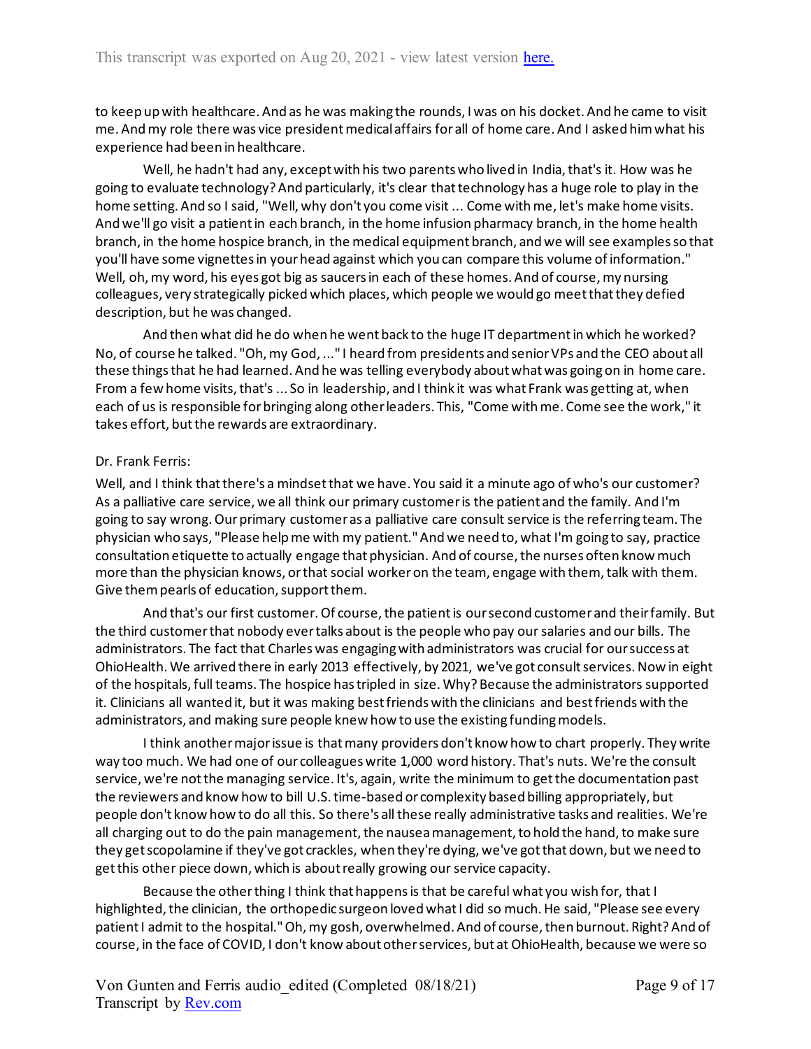to keep up with healthcare. And as he was making the rounds, I was on his docket. And he came to visit me. And my role there was vice president medical affairs for all of home care. And I asked him what his experience had been in healthcare.

Well, he hadn't had any, except with his two parents who lived in India, that's it. How was he going to evaluate technology? And particularly, it's clear that technology has a huge role to play in the home setting. And so I said, "Well, why don't you come visit ... Come with me, let's make home visits. And we'll go visit a patient in each branch, in the home infusion pharmacy branch, in the home health branch, in the home hospice branch, in the medical equipment branch, and we will see examples so that you'll have some vignettes in your head against which you can compare this volume of information." Well, oh, my word, his eyes got big as saucers in each of these homes. And of course, my nursing colleagues, very strategically picked which places, which people we would go meet that they defied description, but he was changed.

And then what did he do when he went back to the huge IT department in which he worked? No, of course he talked. "Oh, my God, ..." I heard from presidents and senior VPs and the CEO about all these things that he had learned. And he was telling everybody about what was going on in home care. From a few home visits, that's ... So in leadership, and I think it was what Frank was getting at, when each of us is responsible for bringing along other leaders. This, "Come with me. Come see the work," it takes effort, but the rewards are extraordinary.

Dr. Frank Ferris:

Well, and I think that there's a mindset that we have. You said it a minute ago of who's our customer? As a palliative care service, we all think our primary customer is the patient and the family. And I'm going to say wrong. Our primary customer as a palliative care consult service is the referring team. The physician who says, "Please help me with my patient." And we need to, what I'm going to say, practice consultation etiquette to actually engage that physician. And of course, the nurses often know much more than the physician knows, or that social worker on the team, engage with them, talk with them. Give them pearls of education, support them.

And that's our first customer. Of course, the patient is our second customer and their family. But the third customer that nobody ever talks about is the people who pay our salaries and our bills. The administrators. The fact that Charles was engaging with administrators was crucial for our success at OhioHealth. We arrived there in early 2013 effectively, by 2021, we've got consult services. Now in eight of the hospitals, full teams. The hospice has tripled in size. Why? Because the administrators supported it. Clinicians all wanted it, but it was making best friends with the clinicians and best friends with the administrators, and making sure people knew how to use the existing funding models.

I think another major issue is that many providers don't know how to chart properly. They write way too much. We had one of our colleagues write 1,000 word history. That's nuts. We're the consult service, we're not the managing service. It's, again, write the minimum to get the documentation past the reviewers and know how to bill U.S. time-based or complexity based billing appropriately, but people don't know how to do all this. So there's all these really administrative tasks and realities. We're all charging out to do the pain management, the nausea management, to hold the hand, to make sure they get scopolamine if they've got crackles, when they're dying, we've got that down, but we need to get this other piece down, which is about really growing our service capacity.

Because the other thing I think that happens is that be careful what you wish for, that I highlighted, the clinician, the orthopedic surgeon loved what I did so much. He said, "Please see every patient I admit to the hospital." Oh, my gosh, overwhelmed. And of course, then burnout. Right? And of course, in the face of COVID, I don't know about other services, but at OhioHealth, because we were so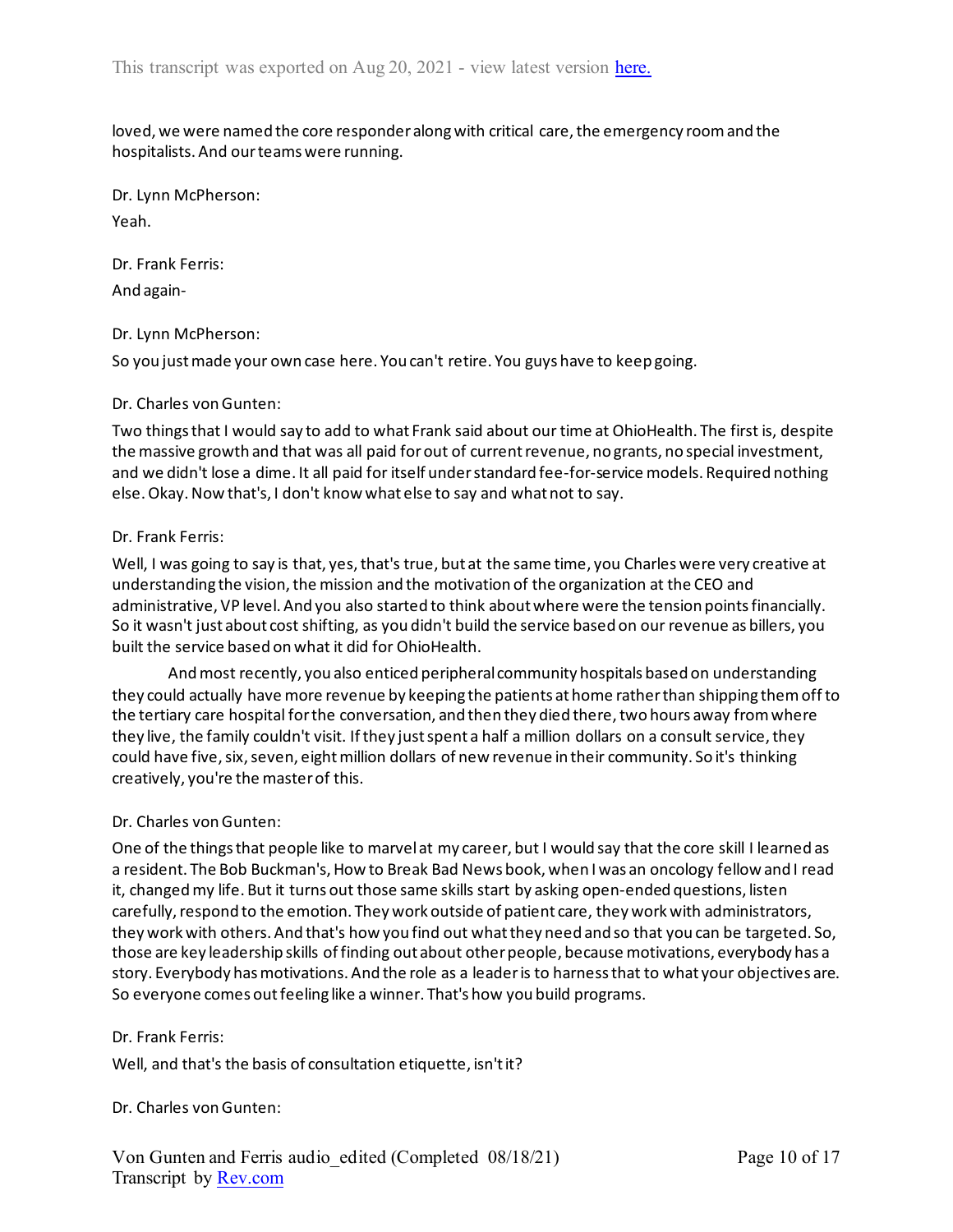loved, we were named the core responder along with critical care, the emergency room and the hospitalists. And our teams were running.

Dr. Lynn McPherson:

Yeah.

Dr. Frank Ferris:

And again-

Dr. Lynn McPherson:

So you just made your own case here. You can't retire. You guys have to keep going.

Dr. Charles von Gunten:

Two things that I would say to add to what Frank said about our time at OhioHealth. The first is, despite the massive growth and that was all paid for out of current revenue, no grants, no special investment, and we didn't lose a dime. It all paid for itself under standard fee-for-service models. Required nothing else. Okay. Now that's, I don't know what else to say and what not to say.

Dr. Frank Ferris:

Well, I was going to say is that, yes, that's true, but at the same time, you Charles were very creative at understanding the vision, the mission and the motivation of the organization at the CEO and administrative, VP level. And you also started to think about where were the tension points financially. So it wasn't just about cost shifting, as you didn't build the service based on our revenue as billers, you built the service based on what it did for OhioHealth.

And most recently, you also enticed peripheral community hospitals based on understanding they could actually have more revenue by keeping the patients at home rather than shipping them off to the tertiary care hospital for the conversation, and then they died there, two hours away from where they live, the family couldn't visit. If they just spent a half a million dollars on a consult service, they could have five, six, seven, eight million dollars of new revenue in their community. So it's thinking creatively, you're the master of this.

Dr. Charles von Gunten:

One of the things that people like to marvel at my career, but I would say that the core skill I learned as a resident. The Bob Buckman's, How to Break Bad News book, when I was an oncology fellow and I read it, changed my life. But it turns out those same skills start by asking open-ended questions, listen carefully, respond to the emotion. They work outside of patient care, they work with administrators, they work with others. And that's how you find out what they need and so that you can be targeted. So, those are key leadership skills of finding out about other people, because motivations, everybody has a story. Everybody has motivations. And the role as a leader is to harness that to what your objectives are. So everyone comes out feeling like a winner. That's how you build programs.

Dr. Frank Ferris:

Well, and that's the basis of consultation etiquette, isn't it?

Dr. Charles von Gunten: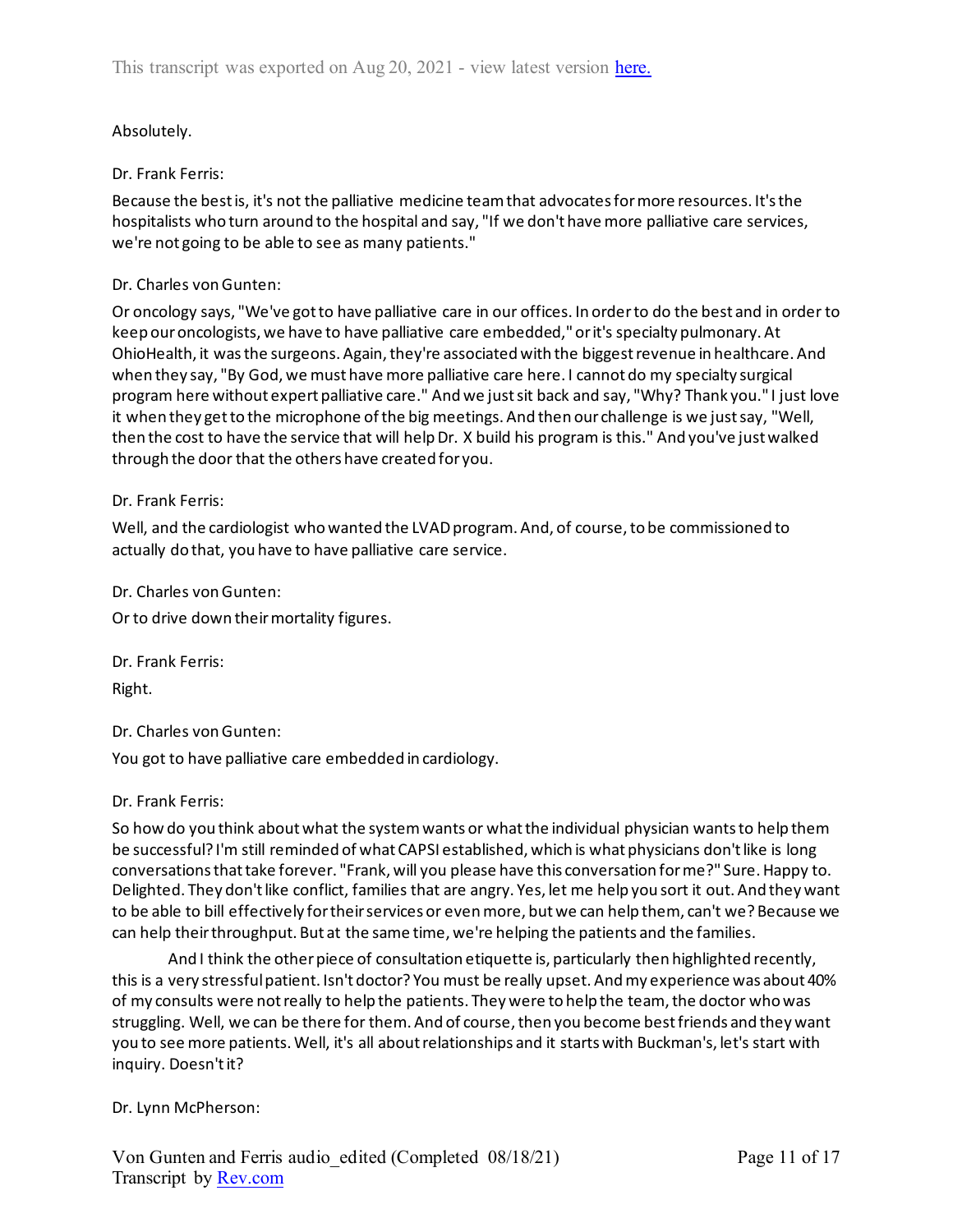Absolutely.

Dr. Frank Ferris:

Because the best is, it's not the palliative medicine team that advocates for more resources. It's the hospitalists who turn around to the hospital and say, "If we don't have more palliative care services, we're not going to be able to see as many patients."

Dr. Charles von Gunten:

Or oncology says, "We've got to have palliative care in our offices. In order to do the best and in order to keep our oncologists, we have to have palliative care embedded," or it's specialty pulmonary. At OhioHealth, it was the surgeons. Again, they're associated with the biggest revenue in healthcare. And when they say, "By God, we must have more palliative care here. I cannot do my specialty surgical program here without expert palliative care." And we just sit back and say, "Why? Thank you." I just love it when they get to the microphone of the big meetings. And then our challenge is we just say, "Well, then the cost to have the service that will help Dr. X build his program is this." And you've just walked through the door that the others have created for you.

Dr. Frank Ferris:

Well, and the cardiologist who wanted the LVAD program. And, of course, to be commissioned to actually do that, you have to have palliative care service.

Dr. Charles von Gunten:

Or to drive down their mortality figures.

Dr. Frank Ferris:

Right.

Dr. Charles von Gunten:

You got to have palliative care embedded in cardiology.

Dr. Frank Ferris:

So how do you think about what the system wants or what the individual physician wants to help them be successful? I'm still reminded of what CAPSI established, which is what physicians don't like is long conversations that take forever. "Frank, will you please have this conversation for me?" Sure. Happy to. Delighted. They don't like conflict, families that are angry. Yes, let me help you sort it out. And they want to be able to bill effectively for their services or even more, but we can help them, can't we? Because we can help their throughput. But at the same time, we're helping the patients and the families.

And I think the other piece of consultation etiquette is, particularly then highlighted recently, this is a very stressful patient. Isn't doctor? You must be really upset. And my experience was about 40% of my consults were not really to help the patients. They were to help the team, the doctor who was struggling. Well, we can be there for them. And of course, then you become best friends and they want you to see more patients. Well, it's all about relationships and it starts with Buckman's, let's start with inquiry. Doesn't it?

Dr. Lynn McPherson: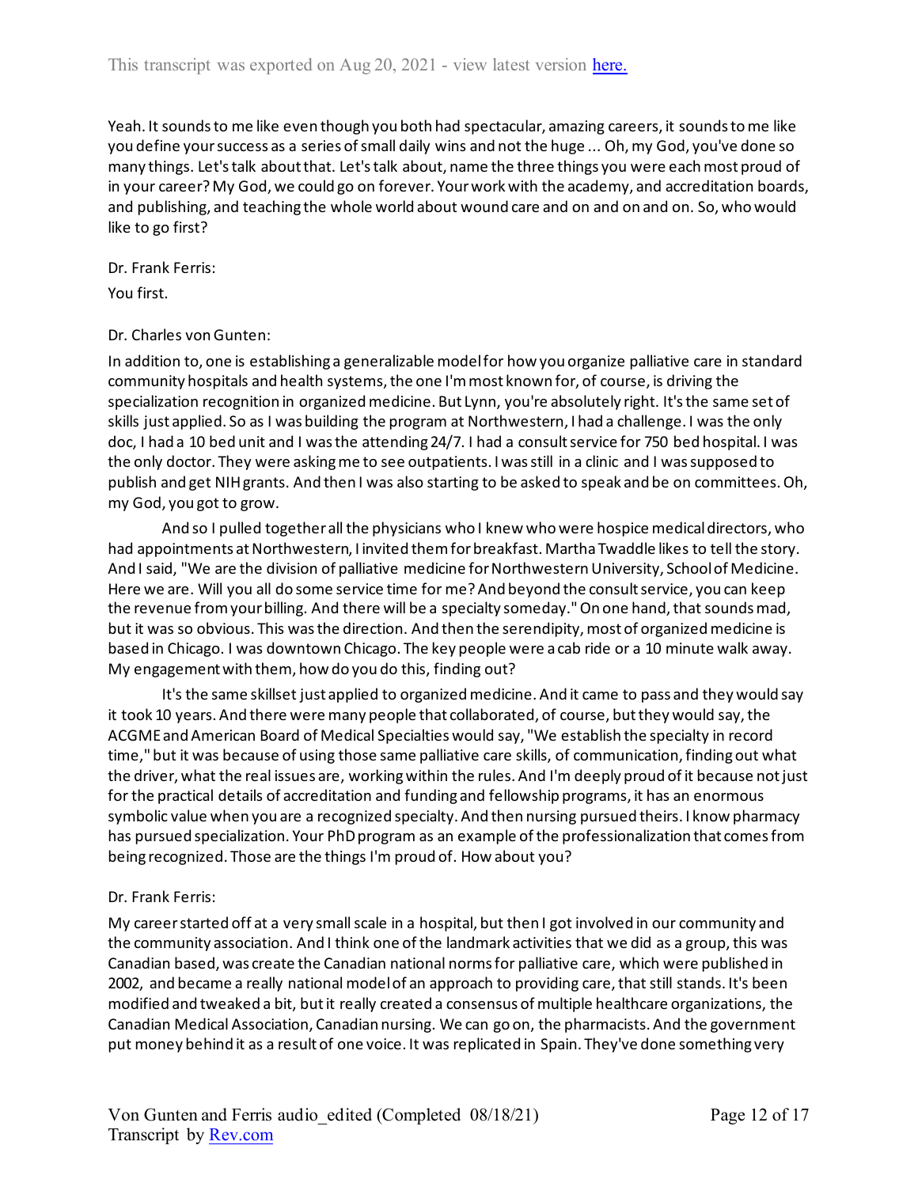Yeah. It sounds to me like even though you both had spectacular, amazing careers, it sounds to me like you define your success as a series of small daily wins and not the huge ... Oh, my God, you've done so many things. Let's talk about that. Let's talk about, name the three things you were each most proud of in your career? My God, we could go on forever. Your work with the academy, and accreditation boards, and publishing, and teaching the whole world about wound care and on and on and on. So, who would like to go first?

Dr. Frank Ferris:

You first.

Dr. Charles von Gunten:

In addition to, one is establishing a generalizable model for how you organize palliative care in standard community hospitals and health systems, the one I'm most known for, of course, is driving the specialization recognition in organized medicine. But Lynn, you're absolutely right. It's the same set of skills just applied. So as I was building the program at Northwestern, I had a challenge. I was the only doc, I had a 10 bed unit and I was the attending 24/7. I had a consult service for 750 bed hospital. I was the only doctor. They were asking me to see outpatients. I was still in a clinic and I was supposed to publish and get NIH grants. And then I was also starting to be asked to speak and be on committees. Oh, my God, you got to grow.

And so I pulled together all the physicians who I knew who were hospice medical directors, who had appointments at Northwestern, I invited them for breakfast. Martha Twaddle likes to tell the story. And I said, "We are the division of palliative medicine for Northwestern University, School of Medicine. Here we are. Will you all do some service time for me? And beyond the consult service, you can keep the revenue from your billing. And there will be a specialty someday." On one hand, that sounds mad, but it was so obvious. This was the direction. And then the serendipity, most of organized medicine is based in Chicago. I was downtown Chicago. The key people were a cab ride or a 10 minute walk away. My engagement with them, how do you do this, finding out?

It's the same skillset just applied to organized medicine. And it came to pass and they would say it took 10 years. And there were many people that collaborated, of course, but they would say, the ACGME and American Board of Medical Specialties would say, "We establish the specialty in record time," but it was because of using those same palliative care skills, of communication, finding out what the driver, what the real issues are, working within the rules. And I'm deeply proud of it because not just for the practical details of accreditation and funding and fellowship programs, it has an enormous symbolic value when you are a recognized specialty. And then nursing pursued theirs. I know pharmacy has pursued specialization. Your PhD program as an example of the professionalization that comes from being recognized. Those are the things I'm proud of. How about you?

Dr. Frank Ferris:

My career started off at a very small scale in a hospital, but then I got involved in our community and the community association. And I think one of the landmark activities that we did as a group, this was Canadian based, was create the Canadian national norms for palliative care, which were published in 2002, and became a really national model of an approach to providing care, that still stands. It's been modified and tweaked a bit, but it really created a consensus of multiple healthcare organizations, the Canadian Medical Association, Canadian nursing. We can go on, the pharmacists. And the government put money behind it as a result of one voice. It was replicated in Spain. They've done something very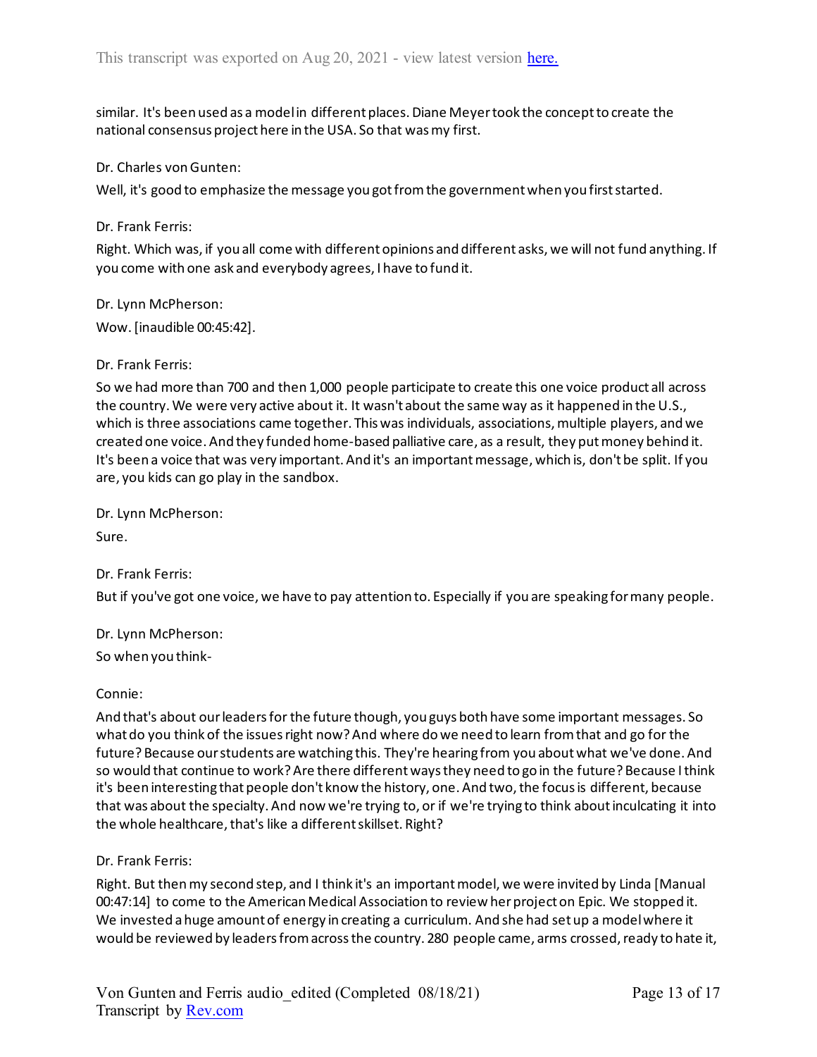similar. It's been used as a model in different places. Diane Meyer took the concept to create the national consensus project here in the USA. So that was my first.

Dr. Charles von Gunten:

Well, it's good to emphasize the message you got from the government when you first started.

Dr. Frank Ferris:

Right. Which was, if you all come with different opinions and different asks, we will not fund anything. If you come with one ask and everybody agrees, I have to fund it.

Dr. Lynn McPherson:

Wow. [inaudible 00:45:42].

Dr. Frank Ferris:

So we had more than 700 and then 1,000 people participate to create this one voice product all across the country. We were very active about it. It wasn't about the same way as it happened in the U.S., which is three associations came together. This was individuals, associations, multiple players, and we created one voice. And they funded home-based palliative care, as a result, they put money behind it. It's been a voice that was very important. And it's an important message, which is, don't be split. If you are, you kids can go play in the sandbox.

Dr. Lynn McPherson:

Sure.

Dr. Frank Ferris:

But if you've got one voice, we have to pay attention to. Especially if you are speaking for many people.

Dr. Lynn McPherson:

So when you think-

Connie:

And that's about our leaders for the future though, you guys both have some important messages. So what do you think of the issues right now? And where do we need to learn from that and go for the future? Because our students are watching this. They're hearing from you about what we've done. And so would that continue to work? Are there different ways they need to go in the future? Because I think it's been interesting that people don't know the history, one. And two, the focus is different, because that was about the specialty. And now we're trying to, or if we're trying to think about inculcating it into the whole healthcare, that's like a different skillset. Right?

Dr. Frank Ferris:

Right. But then my second step, and I think it's an important model, we were invited by Linda [Manual 00:47:14] to come to the American Medical Association to review her project on Epic. We stopped it. We invested a huge amount of energy in creating a curriculum. And she had set up a model where it would be reviewed by leaders from across the country. 280 people came, arms crossed, ready to hate it,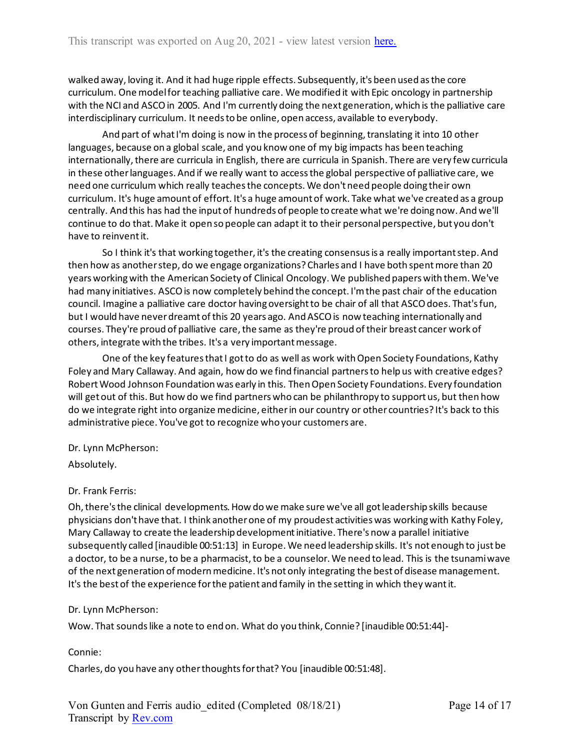walked away, loving it. And it had huge ripple effects. Subsequently, it's been used as the core curriculum. One model for teaching palliative care. We modified it with Epic oncology in partnership with the NCI and ASCO in 2005. And I'm currently doing the next generation, which is the palliative care interdisciplinary curriculum. It needs to be online, open access, available to everybody.

And part of what I'm doing is now in the process of beginning, translating it into 10 other languages, because on a global scale, and you know one of my big impacts has been teaching internationally, there are curricula in English, there are curricula in Spanish. There are very few curricula in these other languages. And if we really want to access the global perspective of palliative care, we need one curriculum which really teaches the concepts. We don't need people doing their own curriculum. It's huge amount of effort. It's a huge amount of work. Take what we've created as a group centrally. And this has had the input of hundreds of people to create what we're doing now. And we'll continue to do that. Make it open so people can adapt it to their personal perspective, but you don't have to reinvent it.

So I think it's that working together, it's the creating consensus is a really important step. And then how as another step, do we engage organizations? Charles and I have both spent more than 20 years working with the American Society of Clinical Oncology. We published papers with them. We've had many initiatives. ASCO is now completely behind the concept. I'm the past chair of the education council. Imagine a palliative care doctor having oversight to be chair of all that ASCO does. That's fun, but I would have never dreamt of this 20 years ago. And ASCO is now teaching internationally and courses. They're proud of palliative care, the same as they're proud of their breast cancer work of others, integrate with the tribes. It's a very important message.

One of the key features that I got to do as well as work with Open Society Foundations, Kathy Foley and Mary Callaway. And again, how do we find financial partners to help us with creative edges? Robert Wood Johnson Foundation was early in this. Then Open Society Foundations. Every foundation will get out of this. But how do we find partners who can be philanthropy to support us, but then how do we integrate right into organize medicine, either in our country or other countries? It's back to this administrative piece. You've got to recognize who your customers are.

Dr. Lynn McPherson:

Absolutely.

Dr. Frank Ferris:

Oh, there's the clinical developments. How do we make sure we've all got leadership skills because physicians don't have that. I think another one of my proudest activities was working with Kathy Foley, Mary Callaway to create the leadership development initiative. There's now a parallel initiative subsequently called [inaudible 00:51:13] in Europe. We need leadership skills. It's not enough to just be a doctor, to be a nurse, to be a pharmacist, to be a counselor. We need to lead. This is the tsunami wave of the next generation of modern medicine. It's not only integrating the best of disease management. It's the best of the experience for the patient and family in the setting in which they want it.

Dr. Lynn McPherson:

Wow. That sounds like a note to end on. What do you think, Connie? [inaudible 00:51:44]-

Connie:

Charles, do you have any other thoughts for that? You [inaudible 00:51:48].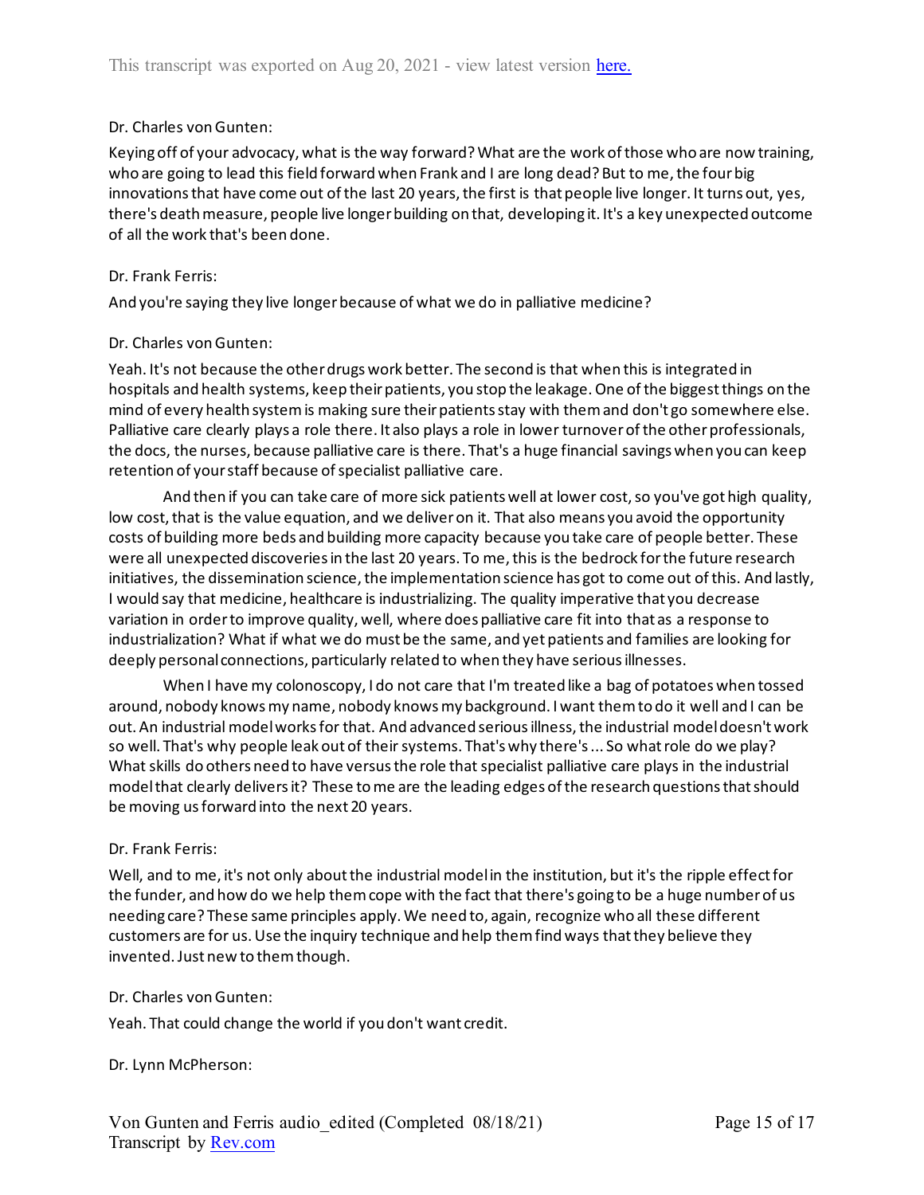Dr. Charles von Gunten:

Keying off of your advocacy, what is the way forward? What are the work of those who are now training, who are going to lead this field forward when Frank and I are long dead? But to me, the four big innovations that have come out of the last 20 years, the first is that people live longer. It turns out, yes, there's death measure, people live longer building on that, developing it. It's a key unexpected outcome of all the work that's been done.

Dr. Frank Ferris:

And you're saying they live longer because of what we do in palliative medicine?

Dr. Charles von Gunten:

Yeah. It's not because the other drugs work better. The second is that when this is integrated in hospitals and health systems, keep their patients, you stop the leakage. One of the biggest things on the mind of every health system is making sure their patients stay with them and don't go somewhere else. Palliative care clearly plays a role there. It also plays a role in lower turnover of the other professionals, the docs, the nurses, because palliative care is there. That's a huge financial savings when you can keep retention of your staff because of specialist palliative care.

And then if you can take care of more sick patients well at lower cost, so you've got high quality, low cost, that is the value equation, and we deliver on it. That also means you avoid the opportunity costs of building more beds and building more capacity because you take care of people better. These were all unexpected discoveries in the last 20 years. To me, this is the bedrock for the future research initiatives, the dissemination science, the implementation science has got to come out of this. And lastly, I would say that medicine, healthcare is industrializing. The quality imperative that you decrease variation in order to improve quality, well, where does palliative care fit into that as a response to industrialization? What if what we do must be the same, and yet patients and families are looking for deeply personal connections, particularly related to when they have serious illnesses.

When I have my colonoscopy, I do not care that I'm treated like a bag of potatoes when tossed around, nobody knows my name, nobody knows my background. I want them to do it well and I can be out. An industrial model works for that. And advanced serious illness, the industrial model doesn't work so well. That's why people leak out of their systems. That's why there's ... So what role do we play? What skills do others need to have versus the role that specialist palliative care plays in the industrial model that clearly delivers it? These to me are the leading edges of the research questions that should be moving us forward into the next 20 years.

Dr. Frank Ferris:

Well, and to me, it's not only about the industrial model in the institution, but it's the ripple effect for the funder, and how do we help them cope with the fact that there's going to be a huge number of us needing care? These same principles apply. We need to, again, recognize who all these different customers are for us. Use the inquiry technique and help them find ways that they believe they invented. Just new to them though.

Dr. Charles von Gunten:

Yeah. That could change the world if you don't want credit.

Dr. Lynn McPherson: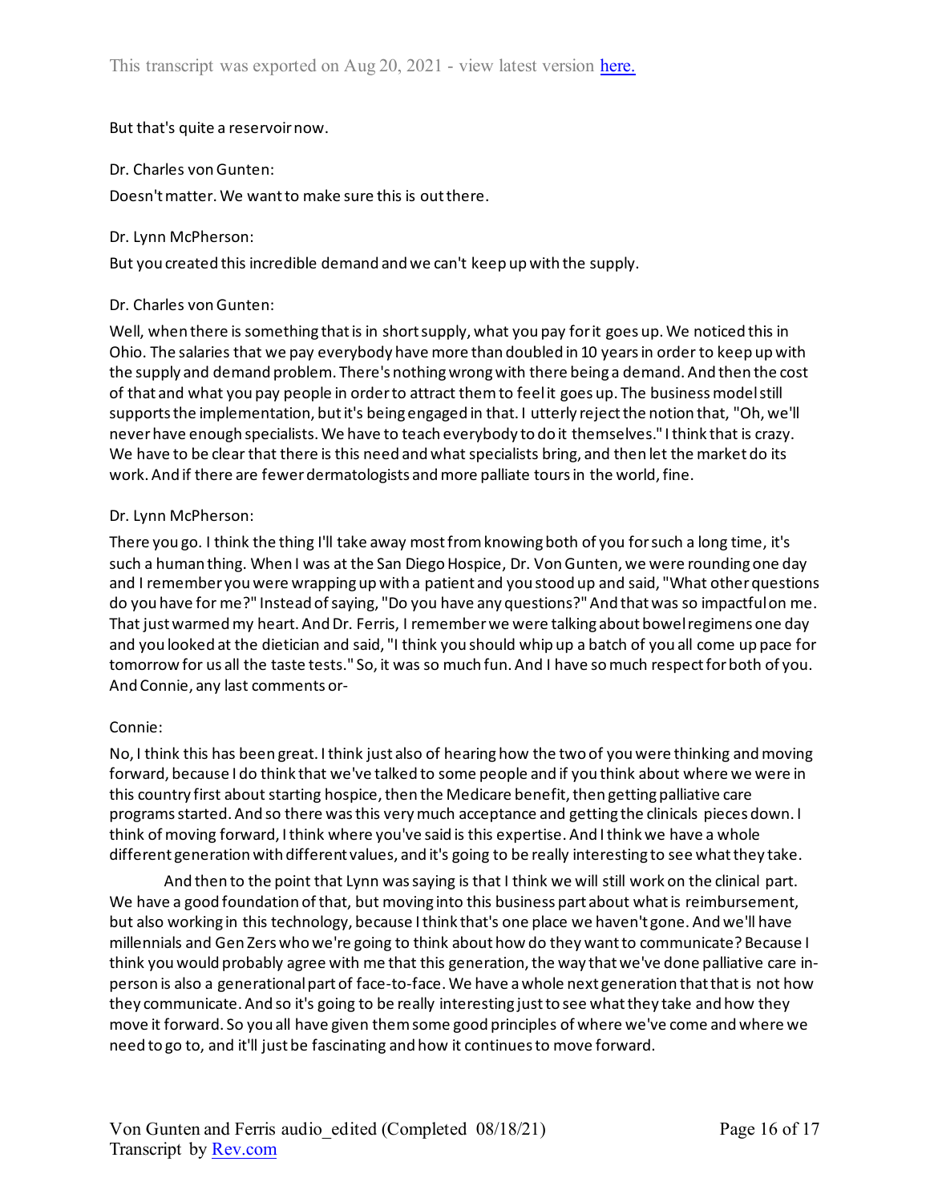But that's quite a reservoir now.

Dr. Charles von Gunten:

Doesn't matter. We want to make sure this is out there.

Dr. Lynn McPherson:

But you created this incredible demand and we can't keep up with the supply.

Dr. Charles von Gunten:

Well, when there is something that is in short supply, what you pay for it goes up. We noticed this in Ohio. The salaries that we pay everybody have more than doubled in 10 years in order to keep up with the supply and demand problem. There's nothing wrong with there being a demand. And then the cost of that and what you pay people in order to attract them to feel it goes up. The business model still supports the implementation, but it's being engaged in that. I utterly reject the notion that, "Oh, we'll never have enough specialists. We have to teach everybody to do it themselves." I think that is crazy. We have to be clear that there is this need and what specialists bring, and then let the market do its work. And if there are fewer dermatologists and more palliate tours in the world, fine.

Dr. Lynn McPherson:

There you go. I think the thing I'll take away most from knowing both of you for such a long time, it's such a human thing. When I was at the San Diego Hospice, Dr. Von Gunten, we were rounding one day and I remember you were wrapping up with a patient and you stood up and said, "What other questions do you have for me?" Instead of saying, "Do you have any questions?" And that was so impactful on me. That just warmed my heart. And Dr. Ferris, I remember we were talking about bowel regimens one day and you looked at the dietician and said, "I think you should whip up a batch of you all come up pace for tomorrow for us all the taste tests." So, it was so much fun. And I have so much respect for both of you. And Connie, any last comments or-

Connie:

No, I think this has been great. I think just also of hearing how the two of you were thinking and moving forward, because I do think that we've talked to some people and if you think about where we were in this country first about starting hospice, then the Medicare benefit, then getting palliative care programs started. And so there was this very much acceptance and getting the clinicals pieces down. I think of moving forward, I think where you've said is this expertise. And I think we have a whole different generation with different values, and it's going to be really interesting to see what they take.

And then to the point that Lynn was saying is that I think we will still work on the clinical part. We have a good foundation of that, but moving into this business part about what is reimbursement, but also working in this technology, because I think that's one place we haven't gone. And we'll have millennials and Gen Zers who we're going to think about how do they want to communicate? Because I think you would probably agree with me that this generation, the way that we've done palliative care in-person is also a generational part of face-to-face. We have a whole next generation that that is not how they communicate. And so it's going to be really interesting just to see what they take and how they move it forward. So you all have given them some good principles of where we've come and where we need to go to, and it'll just be fascinating and how it continues to move forward.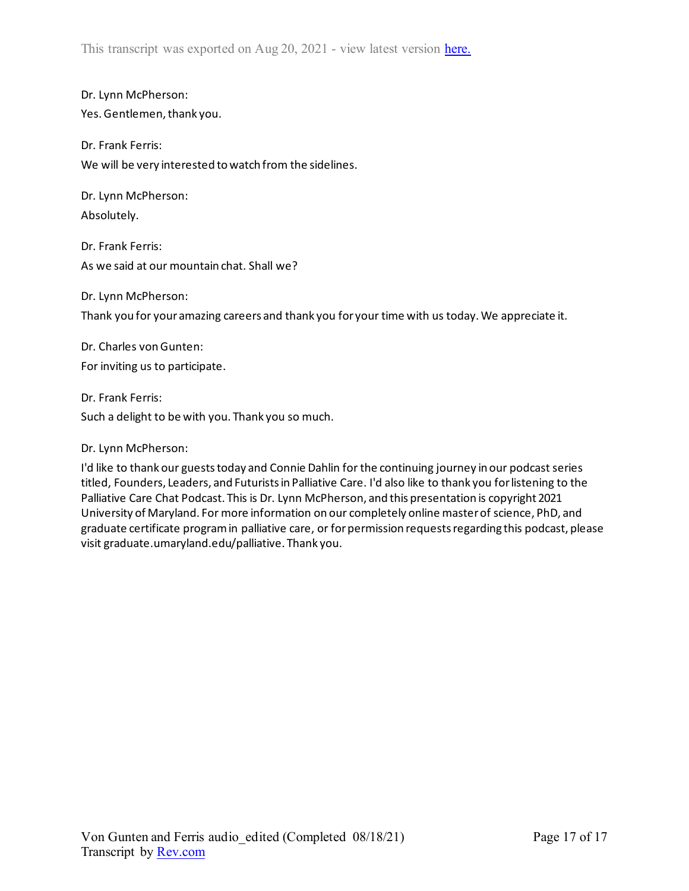Dr. Lynn McPherson:
Yes. Gentlemen, thank you.

Dr. Frank Ferris:
We will be very interested to watch from the sidelines.

Dr. Lynn McPherson:
Absolutely.

Dr. Frank Ferris:
As we said at our mountain chat. Shall we?

Dr. Lynn McPherson:
Thank you for your amazing careers and thank you for your time with us today. We appreciate it.

Dr. Charles von Gunten:
For inviting us to participate.

Dr. Frank Ferris:
Such a delight to be with you. Thank you so much.

Dr. Lynn McPherson:
I'd like to thank our guests today and Connie Dahlin for the continuing journey in our podcast series titled, Founders, Leaders, and Futurists in Palliative Care. I'd also like to thank you for listening to the Palliative Care Chat Podcast. This is Dr. Lynn McPherson, and this presentation is copyright 2021 University of Maryland. For more information on our completely online master of science, PhD, and graduate certificate program in palliative care, or for permission requests regarding this podcast, please visit graduate.umaryland.edu/palliative. Thank you.